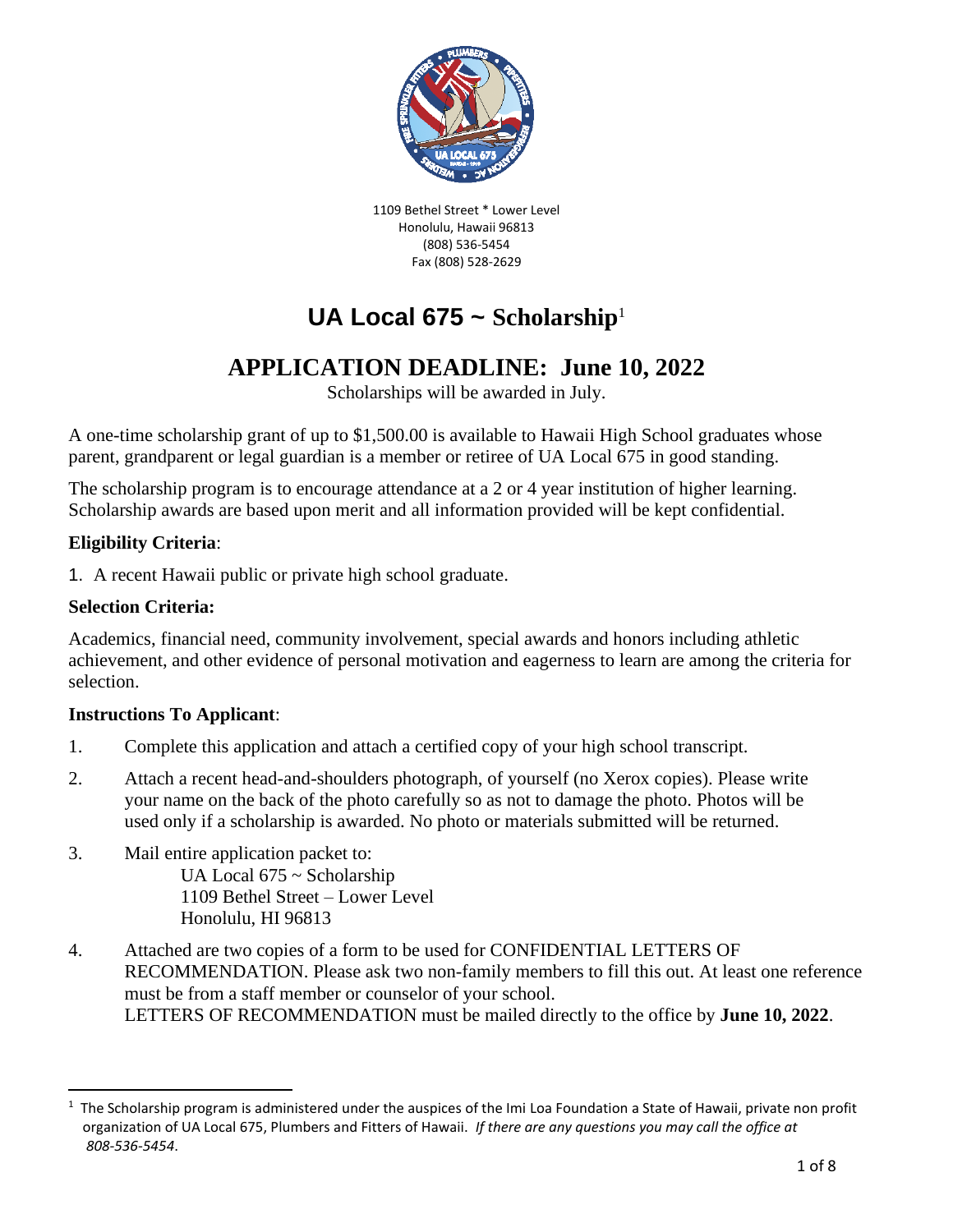1109 Bethel Street * Lower Level
Honolulu, Hawaii 96813
(808) 536-5454
Fax (808) 528-2629

# UA Local 675 ~ Scholarship[1]

## APPLICATION DEADLINE: June 10, 2022

Scholarships will be awarded in July.

A one-time scholarship grant of up to $1,500.00 is available to Hawaii High School graduates whose parent, grandparent or legal guardian is a member or retiree of UA Local 675 in good standing.

The scholarship program is to encourage attendance at a 2 or 4 year institution of higher learning. Scholarship awards are based upon merit and all information provided will be kept confidential.

**Eligibility Criteria**:

1. A recent Hawaii public or private high school graduate.

**Selection Criteria:**

Academics, financial need, community involvement, special awards and honors including athletic achievement, and other evidence of personal motivation and eagerness to learn are among the criteria for selection.

**Instructions To Applicant**:

1. Complete this application and attach a certified copy of your high school transcript.
2. Attach a recent head-and-shoulders photograph, of yourself (no Xerox copies). Please write your name on the back of the photo carefully so as not to damage the photo. Photos will be used only if a scholarship is awarded. No photo or materials submitted will be returned.
3. Mail entire application packet to:
   UA Local 675 ~ Scholarship
   1109 Bethel Street – Lower Level
   Honolulu, HI 96813
4. Attached are two copies of a form to be used for CONFIDENTIAL LETTERS OF RECOMMENDATION. Please ask two non-family members to fill this out. At least one reference must be from a staff member or counselor of your school.
   LETTERS OF RECOMMENDATION must be mailed directly to the office by **June 10, 2022**.

---

[1] The Scholarship program is administered under the auspices of the Imi Loa Foundation a State of Hawaii, private non profit organization of UA Local 675, Plumbers and Fitters of Hawaii. *If there are any questions you may call the office at 808-536-5454.*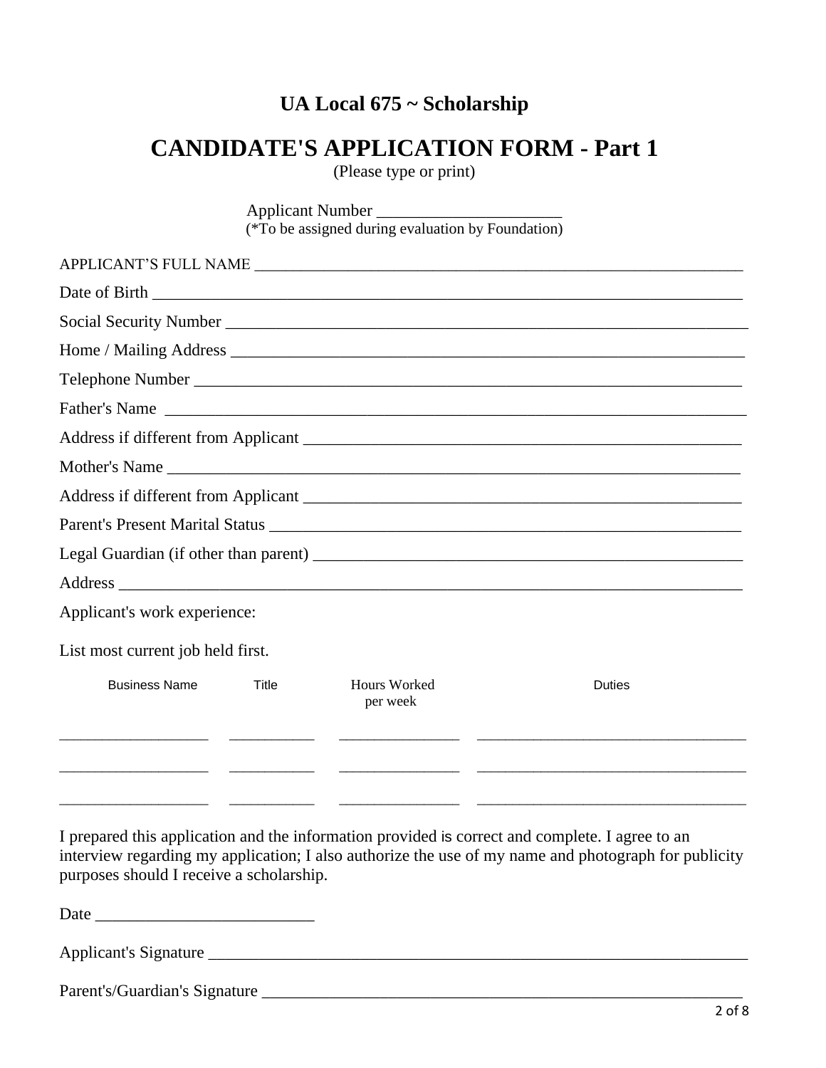## UA Local 675 ~ Scholarship

# CANDIDATE'S APPLICATION FORM - Part 1

(Please type or print)

Applicant Number ______________________
(*To be assigned during evaluation by Foundation)

APPLICANT'S FULL NAME ____________________________________________________________

Date of Birth ____________________________________________________________

Social Security Number ____________________________________________________________

Home / Mailing Address ____________________________________________________________

Telephone Number ____________________________________________________________

Father's Name ____________________________________________________________

Address if different from Applicant ____________________________________________________________

Mother's Name ____________________________________________________________

Address if different from Applicant ____________________________________________________________

Parent's Present Marital Status ____________________________________________________________

Legal Guardian (if other than parent) ____________________________________________________________

Address ____________________________________________________________

Applicant's work experience:

List most current job held first.

| Business Name | Title | Hours Worked per week | Duties |
|---|---|---|---|
| __________________ | __________ | ______________ | ______________________________ |
| __________________ | __________ | ______________ | ______________________________ |
| __________________ | __________ | ______________ | ______________________________ |

I prepared this application and the information provided is correct and complete. I agree to an interview regarding my application; I also authorize the use of my name and photograph for publicity purposes should I receive a scholarship.

Date __________________________

Applicant's Signature ____________________________________________________________

Parent's/Guardian's Signature ____________________________________________________________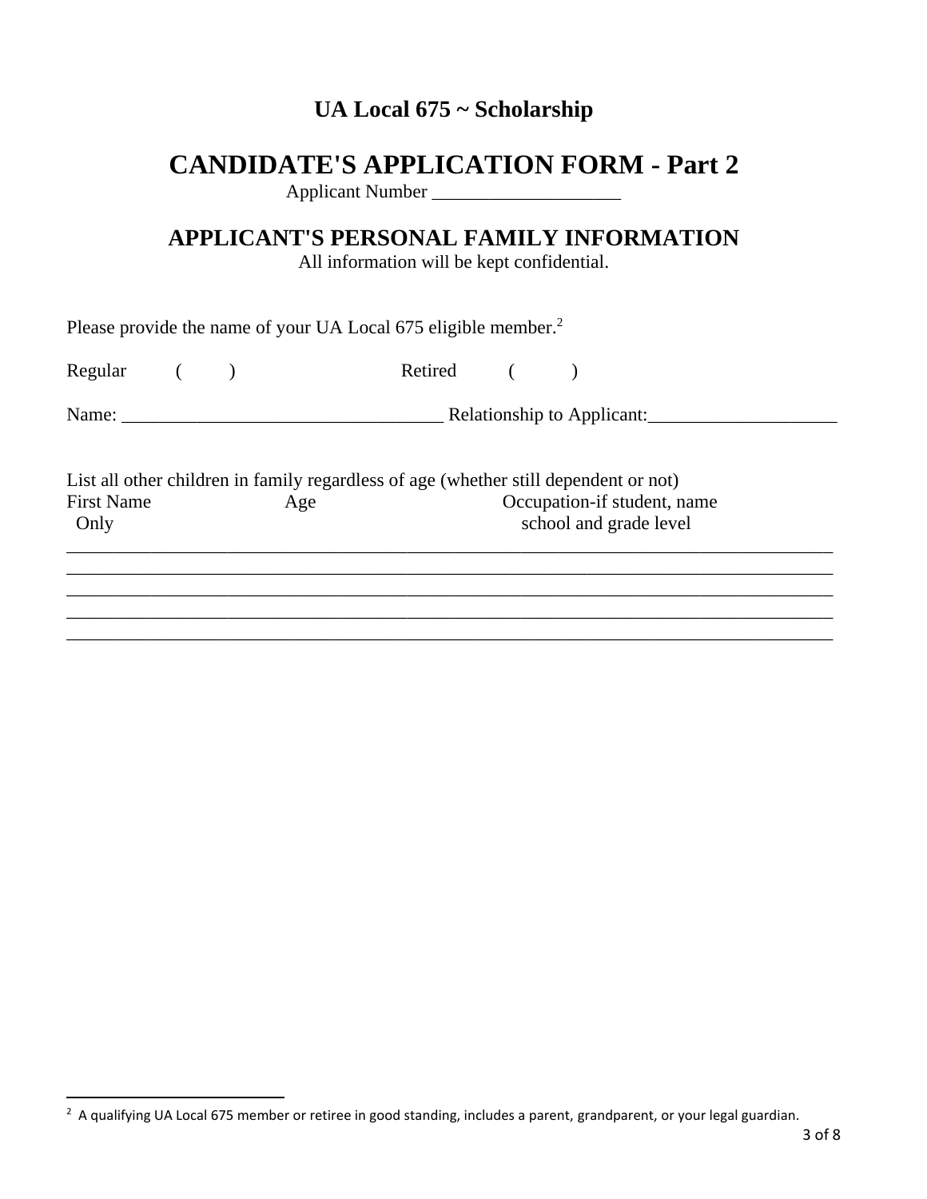# UA Local 675 ~ Scholarship

## CANDIDATE'S APPLICATION FORM - Part 2

Applicant Number ____________________

## APPLICANT'S PERSONAL FAMILY INFORMATION

All information will be kept confidential.

Please provide the name of your UA Local 675 eligible member.[2]

Regular ( ) Retired ( )

Name: __________________________________ Relationship to Applicant:____________________

List all other children in family regardless of age (whether still dependent or not)

| First Name Only | Age | Occupation-if student, name school and grade level |
|---|---|---|
| | | |
| | | |
| | | |
| | | |
| | | |

[2] A qualifying UA Local 675 member or retiree in good standing, includes a parent, grandparent, or your legal guardian.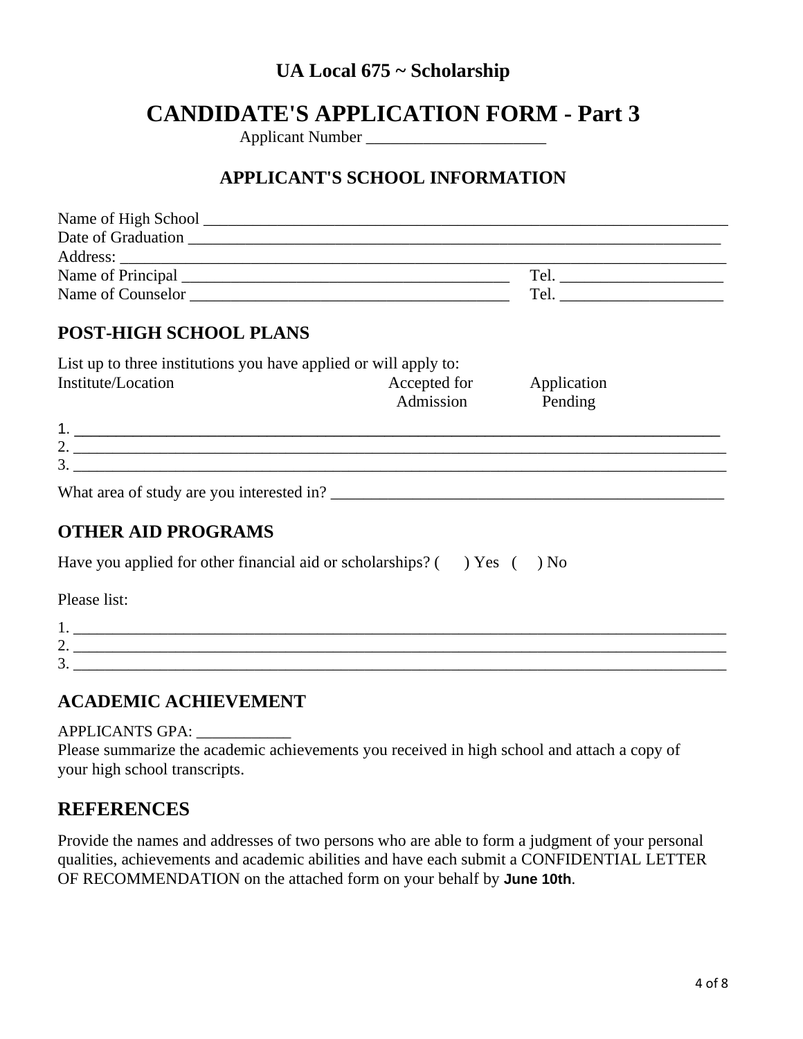## UA Local 675 ~ Scholarship

# CANDIDATE'S APPLICATION FORM - Part 3

Applicant Number ______________________

## APPLICANT'S SCHOOL INFORMATION

Name of High School ___________________________________________________________________

Date of Graduation ____________________________________________________________________

Address: _____________________________________________________________________________

Name of Principal ________________________________________ Tel. ____________________

Name of Counselor ________________________________________ Tel. ____________________

## POST-HIGH SCHOOL PLANS

List up to three institutions you have applied or will apply to:

| Institute/Location | Accepted for Admission | Application Pending |
|---|---|---|
| 1. | | |
| 2. | | |
| 3. | | |

What area of study are you interested in? __________________________________________________

## OTHER AID PROGRAMS

Have you applied for other financial aid or scholarships? ( ) Yes ( ) No

Please list:

1. ___________________________________________________________________________________
2. ___________________________________________________________________________________
3. ___________________________________________________________________________________

## ACADEMIC ACHIEVEMENT

APPLICANTS GPA: ____________

Please summarize the academic achievements you received in high school and attach a copy of your high school transcripts.

## REFERENCES

Provide the names and addresses of two persons who are able to form a judgment of your personal qualities, achievements and academic abilities and have each submit a CONFIDENTIAL LETTER OF RECOMMENDATION on the attached form on your behalf by **June 10th**.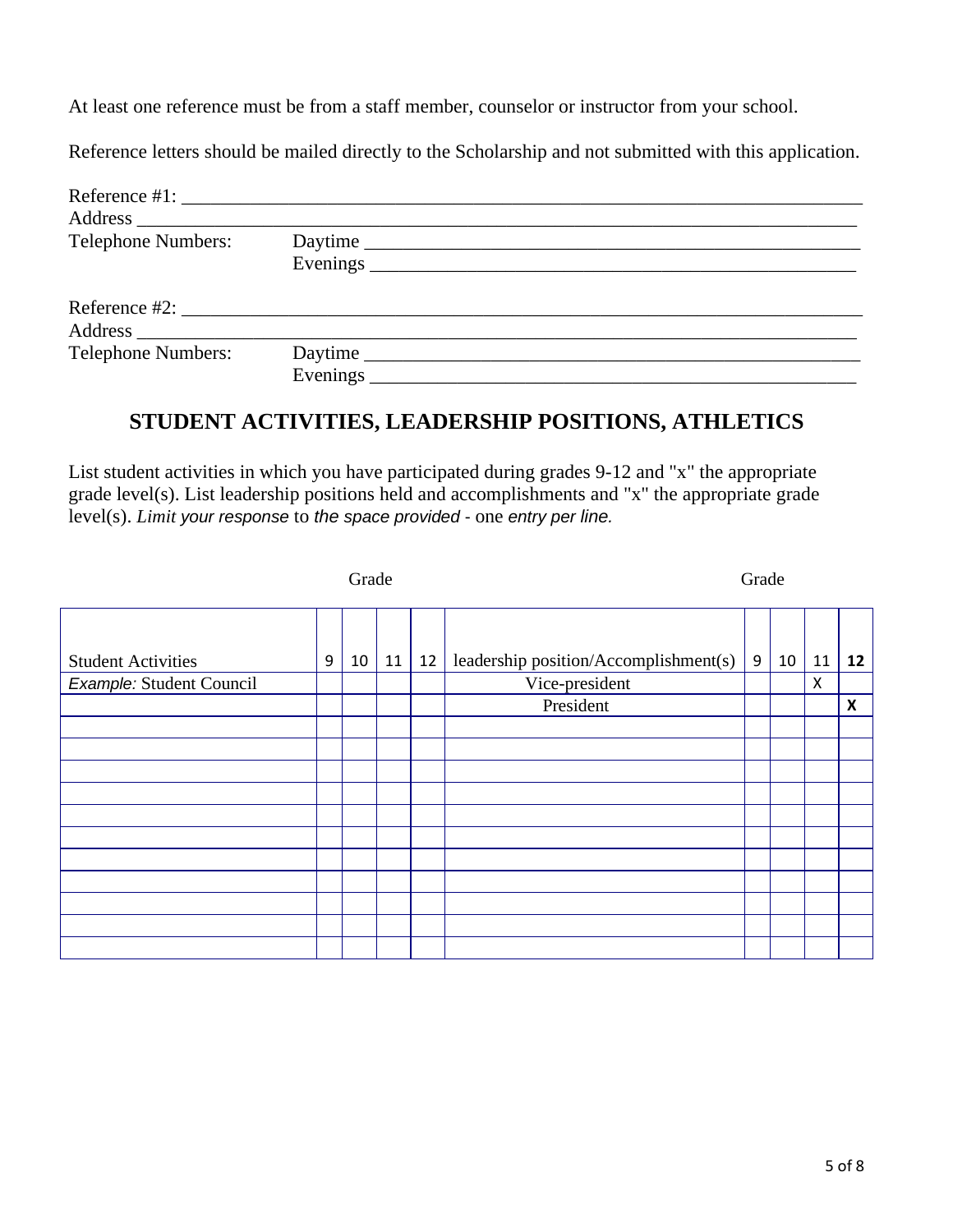At least one reference must be from a staff member, counselor or instructor from your school.

Reference letters should be mailed directly to the Scholarship and not submitted with this application.

Reference #1: ___________________________________________________________________________
Address ______________________________________________________________________________
Telephone Numbers: Daytime ___________________________________________________________
Evenings ___________________________________________________________

Reference #2: ___________________________________________________________________________
Address ______________________________________________________________________________
Telephone Numbers: Daytime ___________________________________________________________
Evenings ___________________________________________________________

## STUDENT ACTIVITIES, LEADERSHIP POSITIONS, ATHLETICS

List student activities in which you have participated during grades 9-12 and "x" the appropriate grade level(s). List leadership positions held and accomplishments and "x" the appropriate grade level(s). *Limit your response* to *the space provided* - one *entry per line.*

| | Grade | | | | | Grade | | | |
|---|---|---|---|---|---|---|---|---|---|
| Student Activities | 9 | 10 | 11 | 12 | leadership position/Accomplishment(s) | 9 | 10 | 11 | **12** |
| *Example:* Student Council | | | | | Vice-president | | | X | |
| | | | | | President | | | | **X** |
| | | | | | | | | | |
| | | | | | | | | | |
| | | | | | | | | | |
| | | | | | | | | | |
| | | | | | | | | | |
| | | | | | | | | | |
| | | | | | | | | | |
| | | | | | | | | | |
| | | | | | | | | | |
| | | | | | | | | | |
| | | | | | | | | | |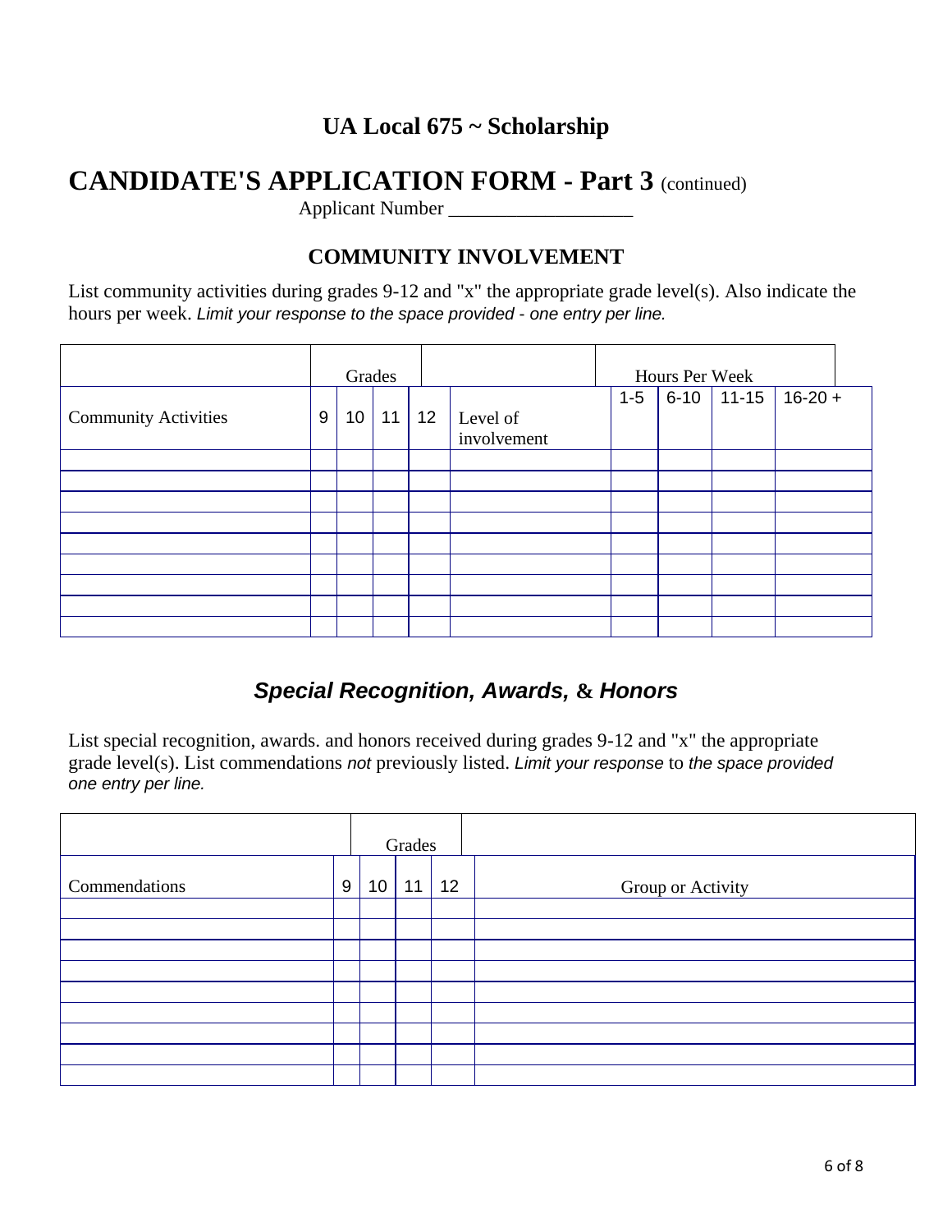## UA Local 675 ~ Scholarship

# CANDIDATE'S APPLICATION FORM - Part 3 (continued)

Applicant Number ___________________

### COMMUNITY INVOLVEMENT

List community activities during grades 9-12 and "x" the appropriate grade level(s). Also indicate the hours per week. *Limit your response to the space provided - one entry per line.*

| | Grades | | | | | Hours Per Week | | | |
|---|---|---|---|---|---|---|---|---|---|
| Community Activities | 9 | 10 | 11 | 12 | Level of involvement | 1-5 | 6-10 | 11-15 | 16-20 + |
| | | | | | | | | | |
| | | | | | | | | | |
| | | | | | | | | | |
| | | | | | | | | | |
| | | | | | | | | | |
| | | | | | | | | | |
| | | | | | | | | | |
| | | | | | | | | | |
| | | | | | | | | | |

### *Special Recognition, Awards,* & *Honors*

List special recognition, awards. and honors received during grades 9-12 and "x" the appropriate grade level(s). List commendations *not* previously listed. *Limit your response* to *the space provided one entry per line.*

| | Grades | | | | |
|---|---|---|---|---|---|
| Commendations | 9 | 10 | 11 | 12 | Group or Activity |
| | | | | | |
| | | | | | |
| | | | | | |
| | | | | | |
| | | | | | |
| | | | | | |
| | | | | | |
| | | | | | |
| | | | | | |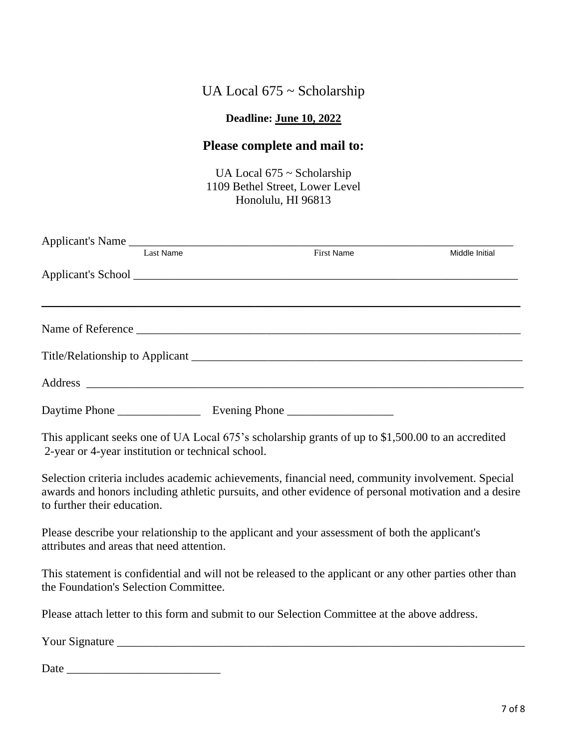# UA Local 675 ~ Scholarship

**Deadline: June 10, 2022**

## Please complete and mail to:

UA Local 675 ~ Scholarship
1109 Bethel Street, Lower Level
Honolulu, HI 96813

Applicant's Name ________________________________________________________________
Last Name First Name Middle Initial

Applicant's School ________________________________________________________________

________________________________________________________________________________

Name of Reference ________________________________________________________________

Title/Relationship to Applicant ______________________________________________________

Address _______________________________________________________________________

Daytime Phone ______________ Evening Phone __________________

This applicant seeks one of UA Local 675's scholarship grants of up to $1,500.00 to an accredited 2-year or 4-year institution or technical school.

Selection criteria includes academic achievements, financial need, community involvement. Special awards and honors including athletic pursuits, and other evidence of personal motivation and a desire to further their education.

Please describe your relationship to the applicant and your assessment of both the applicant's attributes and areas that need attention.

This statement is confidential and will not be released to the applicant or any other parties other than the Foundation's Selection Committee.

Please attach letter to this form and submit to our Selection Committee at the above address.

Your Signature ____________________________________________________________________

Date __________________________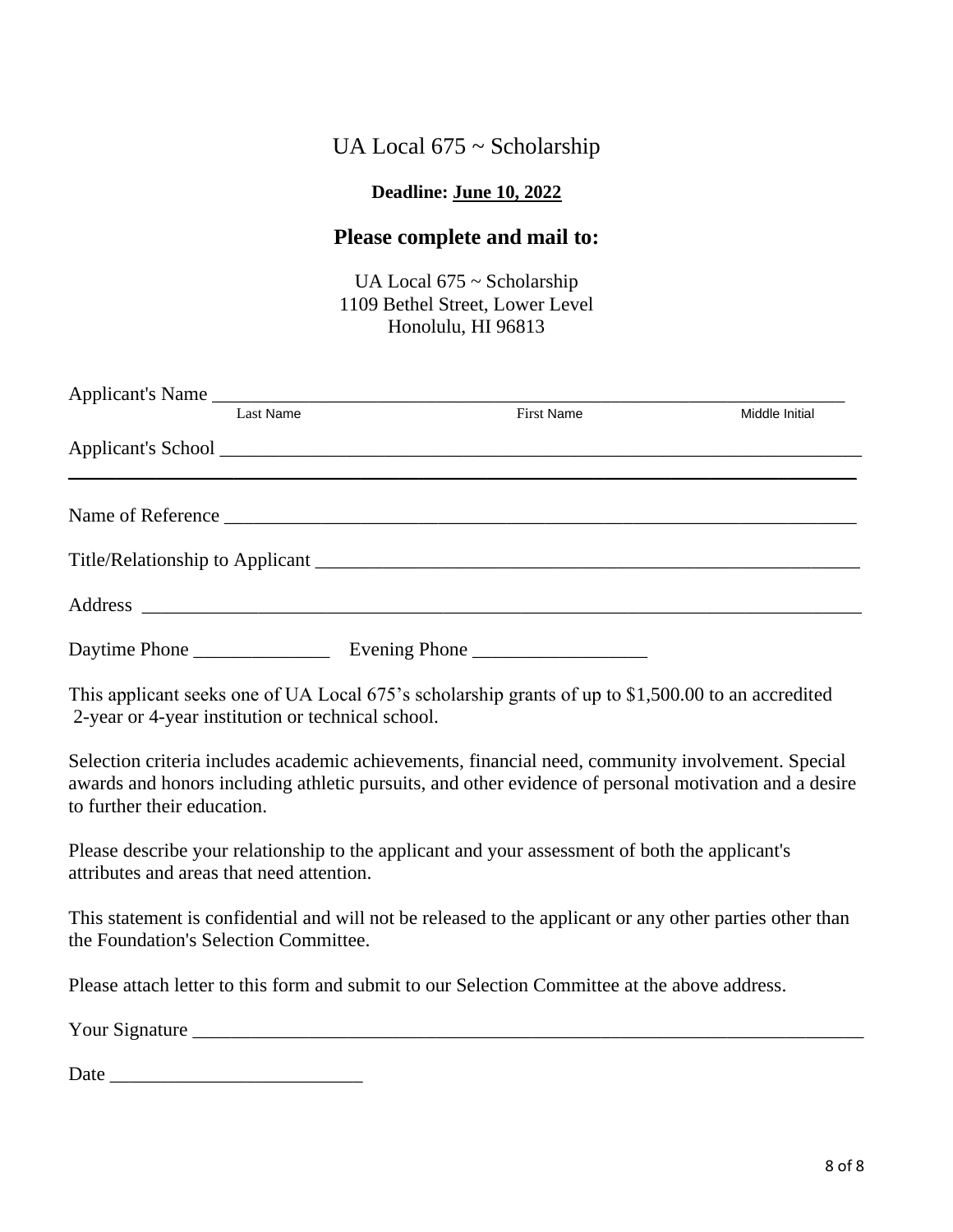# UA Local 675 ~ Scholarship

**Deadline: <u>June 10, 2022</u>**

## Please complete and mail to:

UA Local 675 ~ Scholarship
1109 Bethel Street, Lower Level
Honolulu, HI 96813

Applicant's Name ___________________________________________________________________
Last Name First Name Middle Initial

Applicant's School __________________________________________________________________

---

Name of Reference __________________________________________________________________

Title/Relationship to Applicant _________________________________________________________

Address ___________________________________________________________________________

Daytime Phone ______________ Evening Phone __________________

This applicant seeks one of UA Local 675's scholarship grants of up to $1,500.00 to an accredited 2-year or 4-year institution or technical school.

Selection criteria includes academic achievements, financial need, community involvement. Special awards and honors including athletic pursuits, and other evidence of personal motivation and a desire to further their education.

Please describe your relationship to the applicant and your assessment of both the applicant's attributes and areas that need attention.

This statement is confidential and will not be released to the applicant or any other parties other than the Foundation's Selection Committee.

Please attach letter to this form and submit to our Selection Committee at the above address.

Your Signature ______________________________________________________________________

Date __________________________